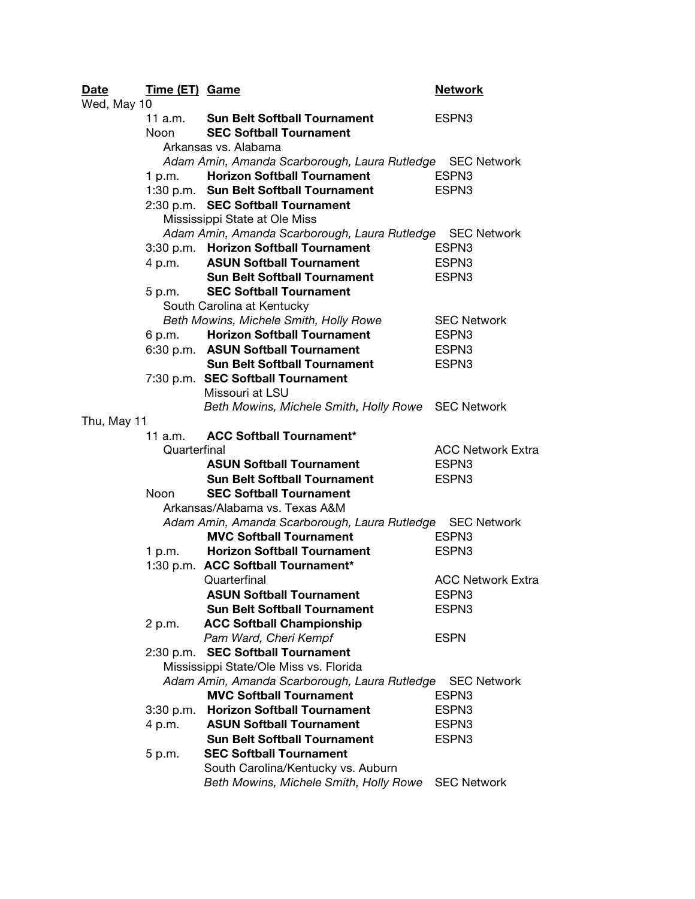| Date | Time (ET) | Game | Network |
|---|---|---|---|
| Wed, May 10 | | | |
| | 11 a.m. | **Sun Belt Softball Tournament** | ESPN3 |
| | Noon | **SEC Softball Tournament** | |
| | | Arkansas vs. Alabama | |
| | | *Adam Amin, Amanda Scarborough, Laura Rutledge* | SEC Network |
| | 1 p.m. | **Horizon Softball Tournament** | ESPN3 |
| | 1:30 p.m. | **Sun Belt Softball Tournament** | ESPN3 |
| | 2:30 p.m. | **SEC Softball Tournament** | |
| | | Mississippi State at Ole Miss | |
| | | *Adam Amin, Amanda Scarborough, Laura Rutledge* | SEC Network |
| | 3:30 p.m. | **Horizon Softball Tournament** | ESPN3 |
| | 4 p.m. | **ASUN Softball Tournament** | ESPN3 |
| | | **Sun Belt Softball Tournament** | ESPN3 |
| | 5 p.m. | **SEC Softball Tournament** | |
| | | South Carolina at Kentucky | |
| | | *Beth Mowins, Michele Smith, Holly Rowe* | SEC Network |
| | 6 p.m. | **Horizon Softball Tournament** | ESPN3 |
| | 6:30 p.m. | **ASUN Softball Tournament** | ESPN3 |
| | | **Sun Belt Softball Tournament** | ESPN3 |
| | 7:30 p.m. | **SEC Softball Tournament** | |
| | | Missouri at LSU | |
| | | *Beth Mowins, Michele Smith, Holly Rowe* | SEC Network |
| Thu, May 11 | | | |
| | 11 a.m. | **ACC Softball Tournament*** | |
| | | Quarterfinal | ACC Network Extra |
| | | **ASUN Softball Tournament** | ESPN3 |
| | | **Sun Belt Softball Tournament** | ESPN3 |
| | Noon | **SEC Softball Tournament** | |
| | | Arkansas/Alabama vs. Texas A&M | |
| | | *Adam Amin, Amanda Scarborough, Laura Rutledge* | SEC Network |
| | | **MVC Softball Tournament** | ESPN3 |
| | 1 p.m. | **Horizon Softball Tournament** | ESPN3 |
| | 1:30 p.m. | **ACC Softball Tournament*** | |
| | | Quarterfinal | ACC Network Extra |
| | | **ASUN Softball Tournament** | ESPN3 |
| | | **Sun Belt Softball Tournament** | ESPN3 |
| | 2 p.m. | **ACC Softball Championship** | |
| | | *Pam Ward, Cheri Kempf* | ESPN |
| | 2:30 p.m. | **SEC Softball Tournament** | |
| | | Mississippi State/Ole Miss vs. Florida | |
| | | *Adam Amin, Amanda Scarborough, Laura Rutledge* | SEC Network |
| | | **MVC Softball Tournament** | ESPN3 |
| | 3:30 p.m. | **Horizon Softball Tournament** | ESPN3 |
| | 4 p.m. | **ASUN Softball Tournament** | ESPN3 |
| | | **Sun Belt Softball Tournament** | ESPN3 |
| | 5 p.m. | **SEC Softball Tournament** | |
| | | South Carolina/Kentucky vs. Auburn | |
| | | *Beth Mowins, Michele Smith, Holly Rowe* | SEC Network |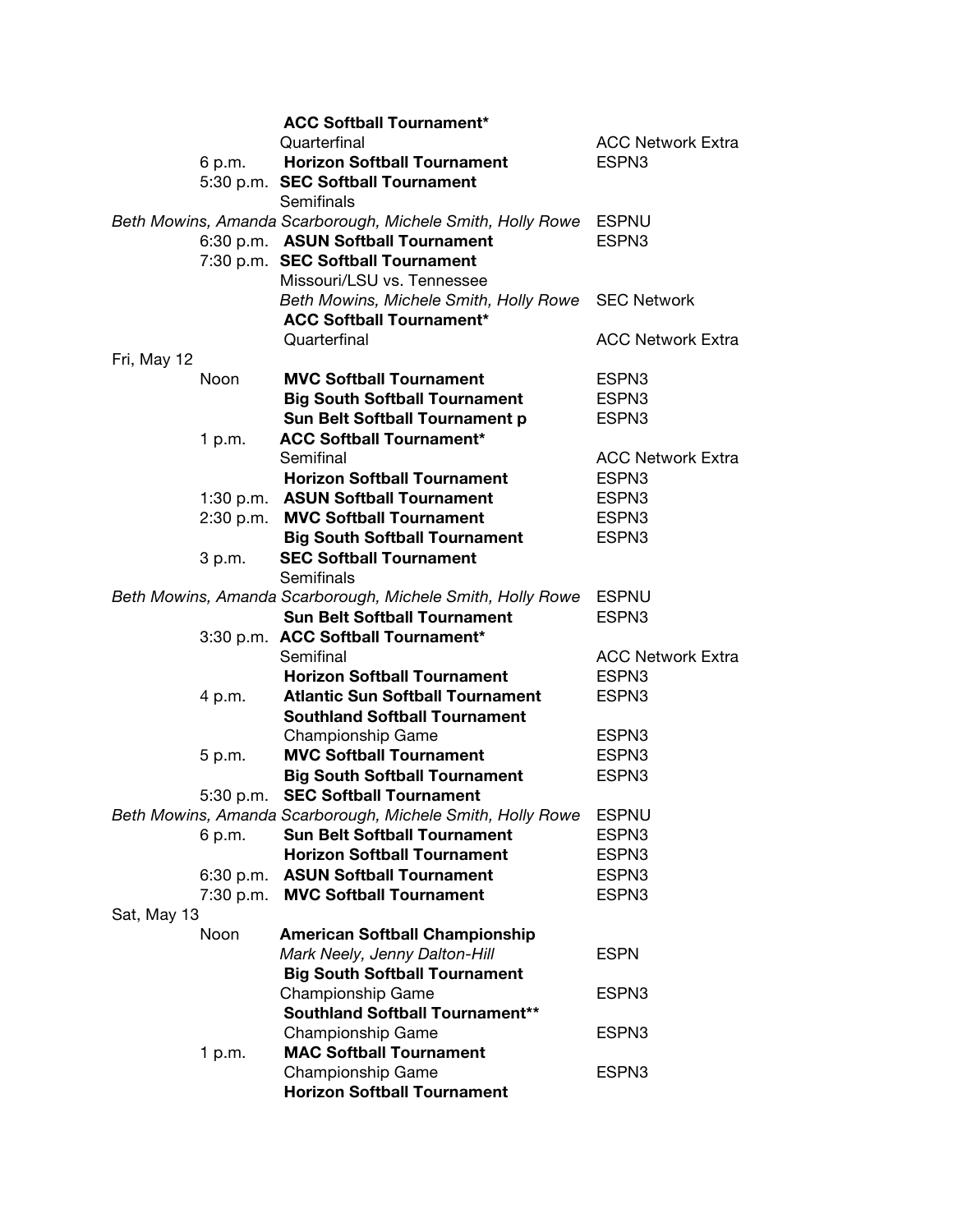| Date | Time | Event | Network |
| --- | --- | --- | --- |
| | | **ACC Softball Tournament*** | |
| | | Quarterfinal | ACC Network Extra |
| | 6 p.m. | **Horizon Softball Tournament** | ESPN3 |
| | 5:30 p.m. | **SEC Softball Tournament** | |
| | | Semifinals | |
| | | *Beth Mowins, Amanda Scarborough, Michele Smith, Holly Rowe* | ESPNU |
| | 6:30 p.m. | **ASUN Softball Tournament** | ESPN3 |
| | 7:30 p.m. | **SEC Softball Tournament** | |
| | | Missouri/LSU vs. Tennessee | |
| | | *Beth Mowins, Michele Smith, Holly Rowe* | SEC Network |
| | | **ACC Softball Tournament*** | |
| | | Quarterfinal | ACC Network Extra |
| Fri, May 12 | | | |
| | Noon | **MVC Softball Tournament** | ESPN3 |
| | | **Big South Softball Tournament** | ESPN3 |
| | | **Sun Belt Softball Tournament p** | ESPN3 |
| | 1 p.m. | **ACC Softball Tournament*** | |
| | | Semifinal | ACC Network Extra |
| | | **Horizon Softball Tournament** | ESPN3 |
| | 1:30 p.m. | **ASUN Softball Tournament** | ESPN3 |
| | 2:30 p.m. | **MVC Softball Tournament** | ESPN3 |
| | | **Big South Softball Tournament** | ESPN3 |
| | 3 p.m. | **SEC Softball Tournament** | |
| | | Semifinals | |
| | | *Beth Mowins, Amanda Scarborough, Michele Smith, Holly Rowe* | ESPNU |
| | | **Sun Belt Softball Tournament** | ESPN3 |
| | 3:30 p.m. | **ACC Softball Tournament*** | |
| | | Semifinal | ACC Network Extra |
| | | **Horizon Softball Tournament** | ESPN3 |
| | 4 p.m. | **Atlantic Sun Softball Tournament** | ESPN3 |
| | | **Southland Softball Tournament** | |
| | | Championship Game | ESPN3 |
| | 5 p.m. | **MVC Softball Tournament** | ESPN3 |
| | | **Big South Softball Tournament** | ESPN3 |
| | 5:30 p.m. | **SEC Softball Tournament** | |
| | | *Beth Mowins, Amanda Scarborough, Michele Smith, Holly Rowe* | ESPNU |
| | 6 p.m. | **Sun Belt Softball Tournament** | ESPN3 |
| | | **Horizon Softball Tournament** | ESPN3 |
| | 6:30 p.m. | **ASUN Softball Tournament** | ESPN3 |
| | 7:30 p.m. | **MVC Softball Tournament** | ESPN3 |
| Sat, May 13 | | | |
| | Noon | **American Softball Championship** | |
| | | *Mark Neely, Jenny Dalton-Hill* | ESPN |
| | | **Big South Softball Tournament** | |
| | | Championship Game | ESPN3 |
| | | **Southland Softball Tournament**** | |
| | | Championship Game | ESPN3 |
| | 1 p.m. | **MAC Softball Tournament** | |
| | | Championship Game | ESPN3 |
| | | **Horizon Softball Tournament** | |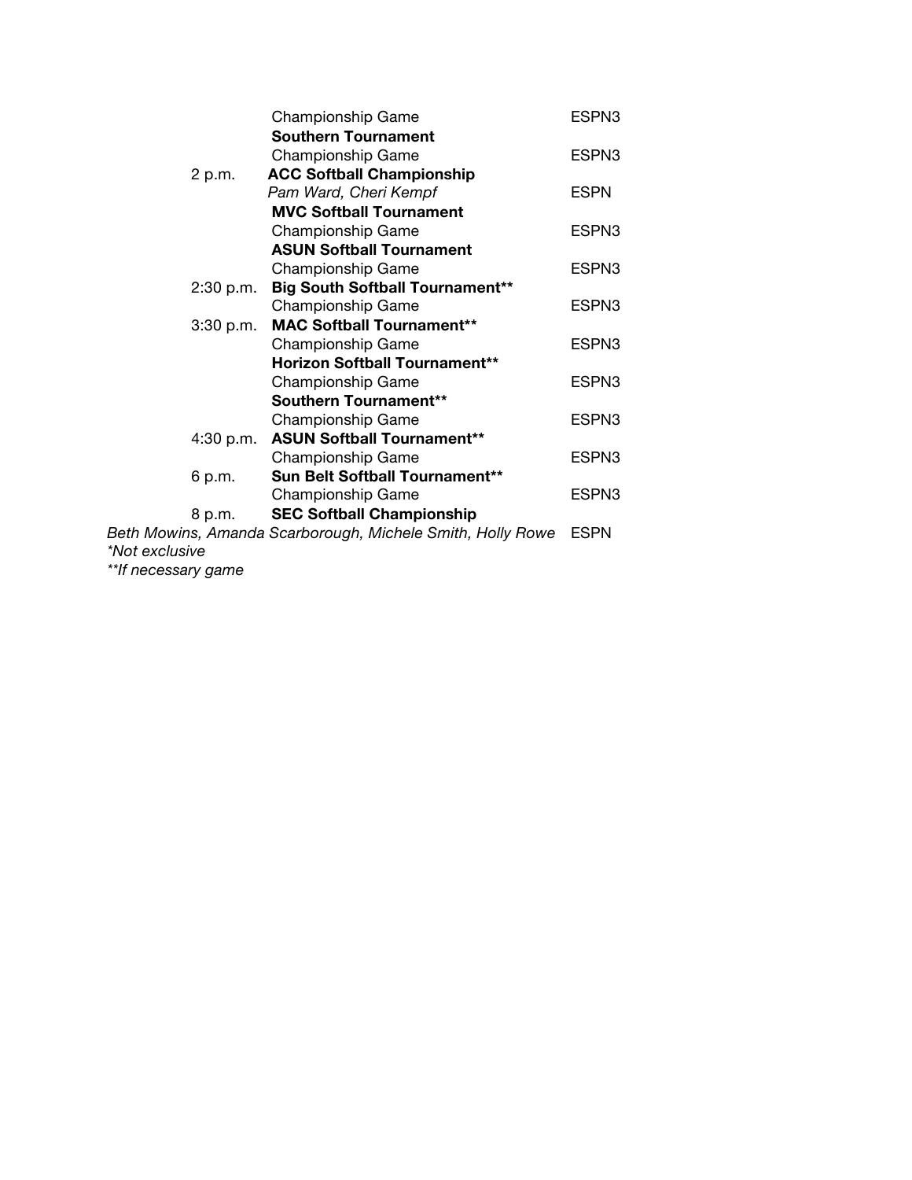| | | |
|---|---|---|
| | Championship Game | ESPN3 |
| | **Southern Tournament** | |
| | Championship Game | ESPN3 |
| 2 p.m. | **ACC Softball Championship** | |
| | *Pam Ward, Cheri Kempf* | ESPN |
| | **MVC Softball Tournament** | |
| | Championship Game | ESPN3 |
| | **ASUN Softball Tournament** | |
| | Championship Game | ESPN3 |
| 2:30 p.m. | **Big South Softball Tournament**** | |
| | Championship Game | ESPN3 |
| 3:30 p.m. | **MAC Softball Tournament**** | |
| | Championship Game | ESPN3 |
| | **Horizon Softball Tournament**** | |
| | Championship Game | ESPN3 |
| | **Southern Tournament**** | |
| | Championship Game | ESPN3 |
| 4:30 p.m. | **ASUN Softball Tournament**** | |
| | Championship Game | ESPN3 |
| 6 p.m. | **Sun Belt Softball Tournament**** | |
| | Championship Game | ESPN3 |
| 8 p.m. | **SEC Softball Championship** | |
| *Beth Mowins, Amanda Scarborough, Michele Smith, Holly Rowe* | | ESPN |

*\*Not exclusive*

*\*\*If necessary game*